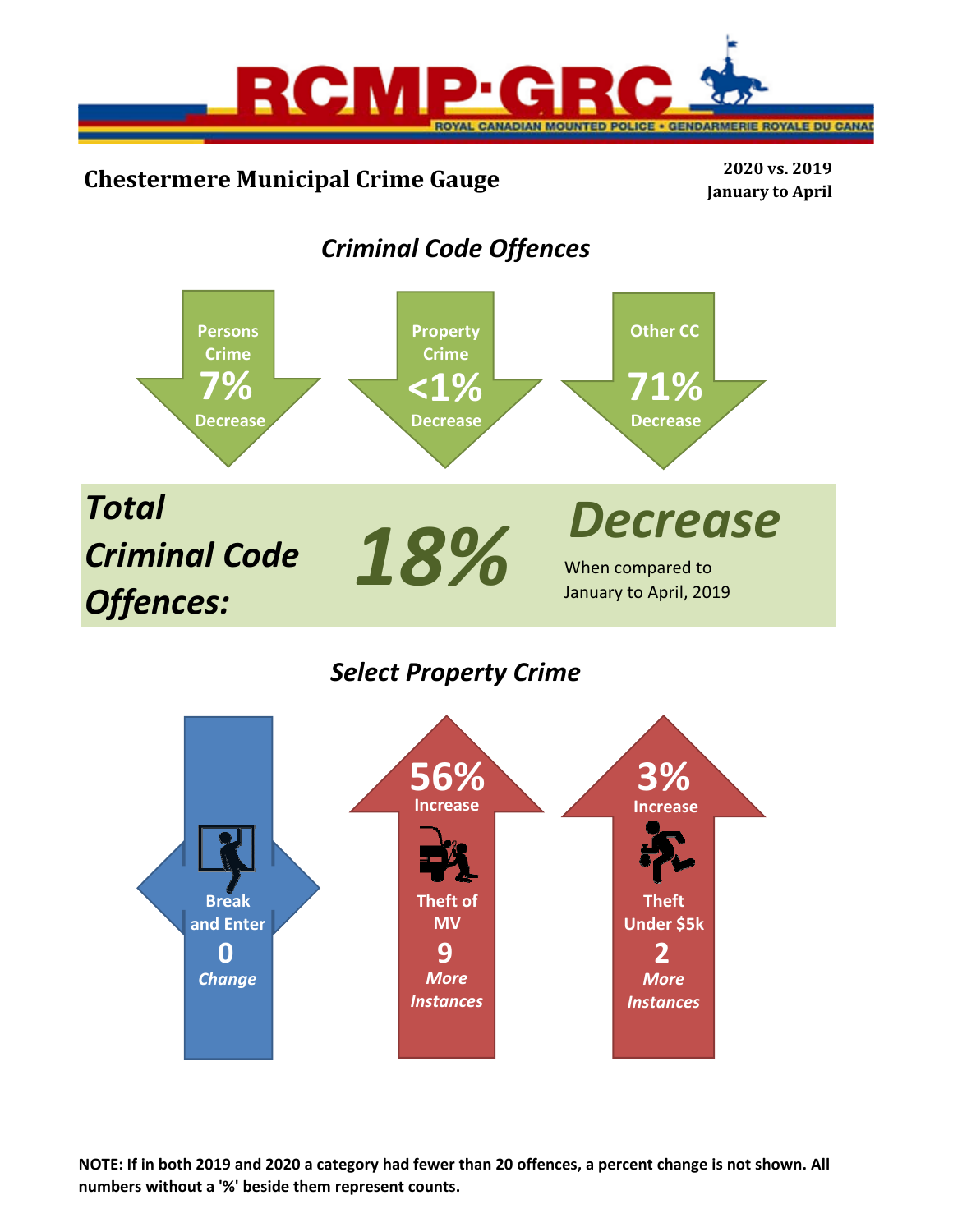RCMP·GRC

ROYAL CANADIAN MOUNTED POLICE • GENDARMERIE ROYALE DU CANADA

# Chestermere Municipal Crime Gauge

**2020 vs. 2019**
**January to April**

## *Criminal Code Offences*

| Category | Change | Direction |
|---|---|---|
| Persons Crime | 7% | Decrease |
| Property Crime | <1% | Decrease |
| Other CC | 71% | Decrease |

***Total Criminal Code Offences:*** ***18%*** ***Decrease***

When compared to January to April, 2019

## *Select Property Crime*

| Category | Change | Direction |
|---|---|---|
| Break and Enter | 0 | *Change* |
| Theft of MV | 56% Increase | 9 *More Instances* |
| Theft Under $5k | 3% Increase | 2 *More Instances* |

**NOTE: If in both 2019 and 2020 a category had fewer than 20 offences, a percent change is not shown. All numbers without a '%' beside them represent counts.**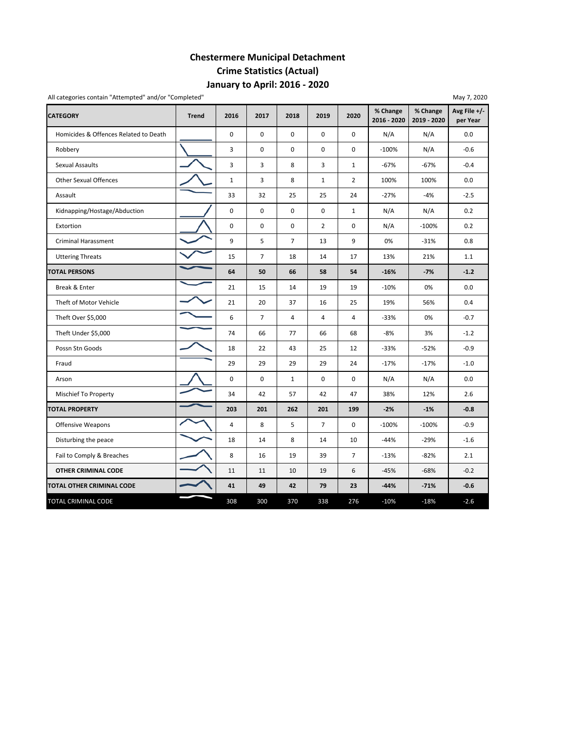# Chestermere Municipal Detachment
## Crime Statistics (Actual)
## January to April: 2016 - 2020

All categories contain "Attempted" and/or "Completed"

May 7, 2020

| CATEGORY | Trend | 2016 | 2017 | 2018 | 2019 | 2020 | % Change 2016 - 2020 | % Change 2019 - 2020 | Avg File +/- per Year |
|---|---|---|---|---|---|---|---|---|---|
| Homicides & Offences Related to Death | | 0 | 0 | 0 | 0 | 0 | N/A | N/A | 0.0 |
| Robbery | | 3 | 0 | 0 | 0 | 0 | -100% | N/A | -0.6 |
| Sexual Assaults | | 3 | 3 | 8 | 3 | 1 | -67% | -67% | -0.4 |
| Other Sexual Offences | | 1 | 3 | 8 | 1 | 2 | 100% | 100% | 0.0 |
| Assault | | 33 | 32 | 25 | 25 | 24 | -27% | -4% | -2.5 |
| Kidnapping/Hostage/Abduction | | 0 | 0 | 0 | 0 | 1 | N/A | N/A | 0.2 |
| Extortion | | 0 | 0 | 0 | 2 | 0 | N/A | -100% | 0.2 |
| Criminal Harassment | | 9 | 5 | 7 | 13 | 9 | 0% | -31% | 0.8 |
| Uttering Threats | | 15 | 7 | 18 | 14 | 17 | 13% | 21% | 1.1 |
| **TOTAL PERSONS** | | **64** | **50** | **66** | **58** | **54** | **-16%** | **-7%** | **-1.2** |
| Break & Enter | | 21 | 15 | 14 | 19 | 19 | -10% | 0% | 0.0 |
| Theft of Motor Vehicle | | 21 | 20 | 37 | 16 | 25 | 19% | 56% | 0.4 |
| Theft Over $5,000 | | 6 | 7 | 4 | 4 | 4 | -33% | 0% | -0.7 |
| Theft Under $5,000 | | 74 | 66 | 77 | 66 | 68 | -8% | 3% | -1.2 |
| Possn Stn Goods | | 18 | 22 | 43 | 25 | 12 | -33% | -52% | -0.9 |
| Fraud | | 29 | 29 | 29 | 29 | 24 | -17% | -17% | -1.0 |
| Arson | | 0 | 0 | 1 | 0 | 0 | N/A | N/A | 0.0 |
| Mischief To Property | | 34 | 42 | 57 | 42 | 47 | 38% | 12% | 2.6 |
| **TOTAL PROPERTY** | | **203** | **201** | **262** | **201** | **199** | **-2%** | **-1%** | **-0.8** |
| Offensive Weapons | | 4 | 8 | 5 | 7 | 0 | -100% | -100% | -0.9 |
| Disturbing the peace | | 18 | 14 | 8 | 14 | 10 | -44% | -29% | -1.6 |
| Fail to Comply & Breaches | | 8 | 16 | 19 | 39 | 7 | -13% | -82% | 2.1 |
| **OTHER CRIMINAL CODE** | | 11 | 11 | 10 | 19 | 6 | -45% | -68% | -0.2 |
| **TOTAL OTHER CRIMINAL CODE** | | **41** | **49** | **42** | **79** | **23** | **-44%** | **-71%** | **-0.6** |
| TOTAL CRIMINAL CODE | | 308 | 300 | 370 | 338 | 276 | -10% | -18% | -2.6 |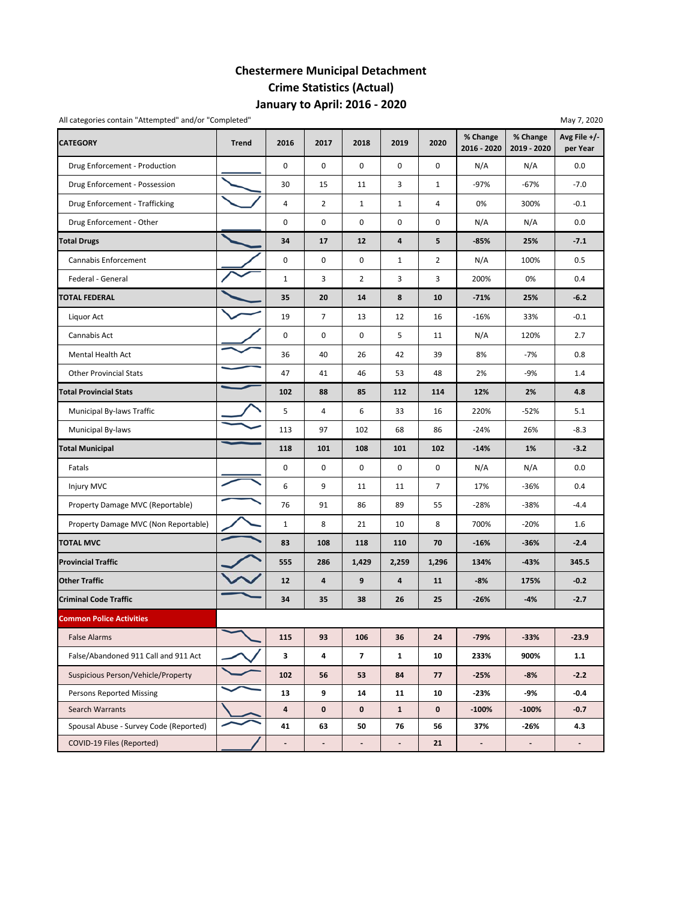# Chestermere Municipal Detachment
# Crime Statistics (Actual)
# January to April: 2016 - 2020

All categories contain "Attempted" and/or "Completed"

May 7, 2020

| CATEGORY | Trend | 2016 | 2017 | 2018 | 2019 | 2020 | % Change 2016 - 2020 | % Change 2019 - 2020 | Avg File +/- per Year |
|---|---|---|---|---|---|---|---|---|---|
| Drug Enforcement - Production | | 0 | 0 | 0 | 0 | 0 | N/A | N/A | 0.0 |
| Drug Enforcement - Possession | | 30 | 15 | 11 | 3 | 1 | -97% | -67% | -7.0 |
| Drug Enforcement - Trafficking | | 4 | 2 | 1 | 1 | 4 | 0% | 300% | -0.1 |
| Drug Enforcement - Other | | 0 | 0 | 0 | 0 | 0 | N/A | N/A | 0.0 |
| **Total Drugs** | | **34** | **17** | **12** | **4** | **5** | **-85%** | **25%** | **-7.1** |
| Cannabis Enforcement | | 0 | 0 | 0 | 1 | 2 | N/A | 100% | 0.5 |
| Federal - General | | 1 | 3 | 2 | 3 | 3 | 200% | 0% | 0.4 |
| **TOTAL FEDERAL** | | **35** | **20** | **14** | **8** | **10** | **-71%** | **25%** | **-6.2** |
| Liquor Act | | 19 | 7 | 13 | 12 | 16 | -16% | 33% | -0.1 |
| Cannabis Act | | 0 | 0 | 0 | 5 | 11 | N/A | 120% | 2.7 |
| Mental Health Act | | 36 | 40 | 26 | 42 | 39 | 8% | -7% | 0.8 |
| Other Provincial Stats | | 47 | 41 | 46 | 53 | 48 | 2% | -9% | 1.4 |
| **Total Provincial Stats** | | **102** | **88** | **85** | **112** | **114** | **12%** | **2%** | **4.8** |
| Municipal By-laws Traffic | | 5 | 4 | 6 | 33 | 16 | 220% | -52% | 5.1 |
| Municipal By-laws | | 113 | 97 | 102 | 68 | 86 | -24% | 26% | -8.3 |
| **Total Municipal** | | **118** | **101** | **108** | **101** | **102** | **-14%** | **1%** | **-3.2** |
| Fatals | | 0 | 0 | 0 | 0 | 0 | N/A | N/A | 0.0 |
| Injury MVC | | 6 | 9 | 11 | 11 | 7 | 17% | -36% | 0.4 |
| Property Damage MVC (Reportable) | | 76 | 91 | 86 | 89 | 55 | -28% | -38% | -4.4 |
| Property Damage MVC (Non Reportable) | | 1 | 8 | 21 | 10 | 8 | 700% | -20% | 1.6 |
| **TOTAL MVC** | | **83** | **108** | **118** | **110** | **70** | **-16%** | **-36%** | **-2.4** |
| **Provincial Traffic** | | **555** | **286** | **1,429** | **2,259** | **1,296** | **134%** | **-43%** | **345.5** |
| **Other Traffic** | | **12** | **4** | **9** | **4** | **11** | **-8%** | **175%** | **-0.2** |
| **Criminal Code Traffic** | | **34** | **35** | **38** | **26** | **25** | **-26%** | **-4%** | **-2.7** |
| **Common Police Activities** | | | | | | | | | |
| False Alarms | | **115** | **93** | **106** | **36** | **24** | **-79%** | **-33%** | **-23.9** |
| False/Abandoned 911 Call and 911 Act | | **3** | **4** | **7** | **1** | **10** | **233%** | **900%** | **1.1** |
| Suspicious Person/Vehicle/Property | | **102** | **56** | **53** | **84** | **77** | **-25%** | **-8%** | **-2.2** |
| Persons Reported Missing | | **13** | **9** | **14** | **11** | **10** | **-23%** | **-9%** | **-0.4** |
| Search Warrants | | **4** | **0** | **0** | **1** | **0** | **-100%** | **-100%** | **-0.7** |
| Spousal Abuse - Survey Code (Reported) | | **41** | **63** | **50** | **76** | **56** | **37%** | **-26%** | **4.3** |
| COVID-19 Files (Reported) | | **-** | **-** | **-** | **-** | **21** | **-** | **-** | **-** |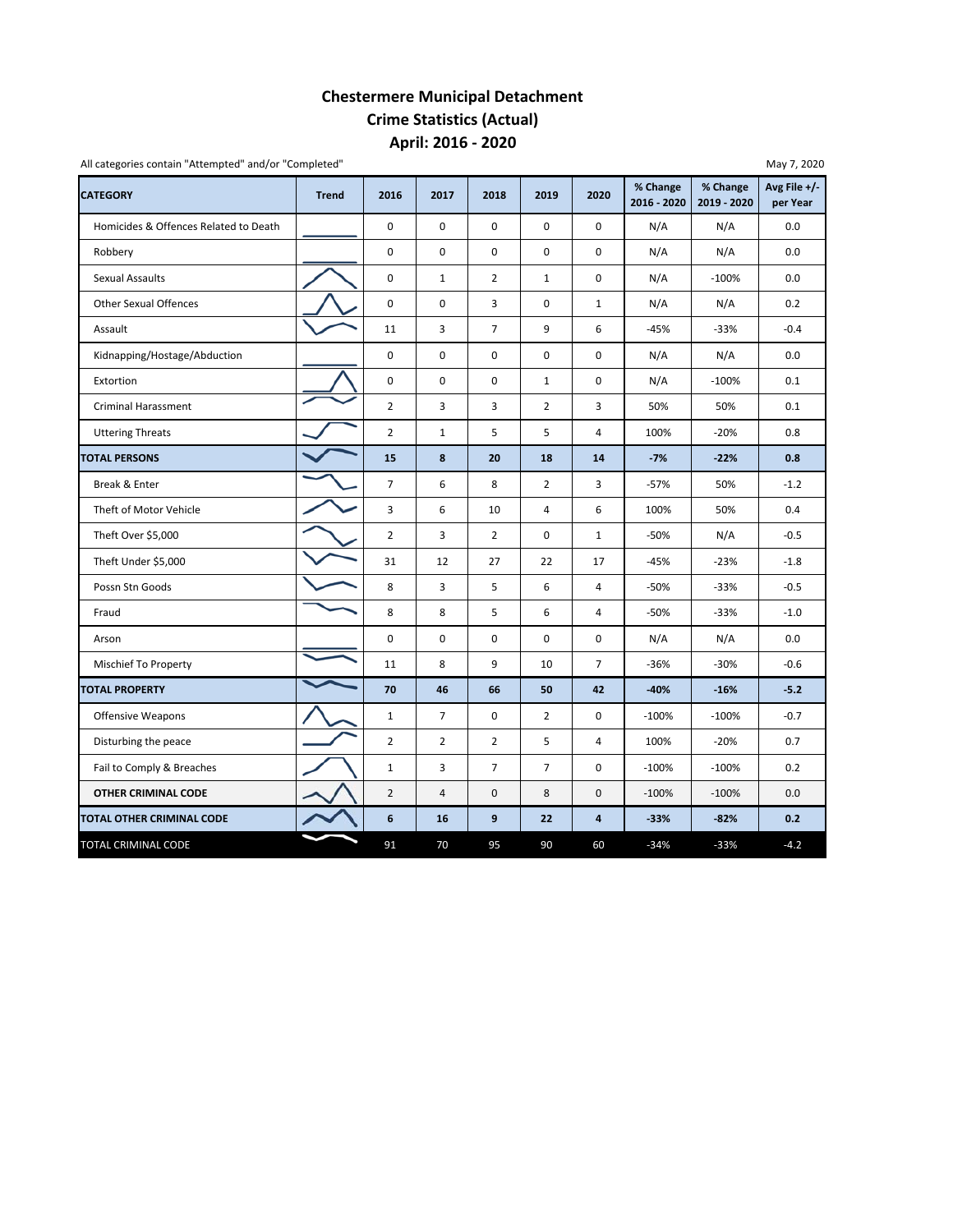# Chestermere Municipal Detachment
# Crime Statistics (Actual)
# April: 2016 - 2020

All categories contain "Attempted" and/or "Completed"

May 7, 2020

| CATEGORY | Trend | 2016 | 2017 | 2018 | 2019 | 2020 | % Change 2016 - 2020 | % Change 2019 - 2020 | Avg File +/- per Year |
|---|---|---|---|---|---|---|---|---|---|
| Homicides & Offences Related to Death | | 0 | 0 | 0 | 0 | 0 | N/A | N/A | 0.0 |
| Robbery | | 0 | 0 | 0 | 0 | 0 | N/A | N/A | 0.0 |
| Sexual Assaults | | 0 | 1 | 2 | 1 | 0 | N/A | -100% | 0.0 |
| Other Sexual Offences | | 0 | 0 | 3 | 0 | 1 | N/A | N/A | 0.2 |
| Assault | | 11 | 3 | 7 | 9 | 6 | -45% | -33% | -0.4 |
| Kidnapping/Hostage/Abduction | | 0 | 0 | 0 | 0 | 0 | N/A | N/A | 0.0 |
| Extortion | | 0 | 0 | 0 | 1 | 0 | N/A | -100% | 0.1 |
| Criminal Harassment | | 2 | 3 | 3 | 2 | 3 | 50% | 50% | 0.1 |
| Uttering Threats | | 2 | 1 | 5 | 5 | 4 | 100% | -20% | 0.8 |
| **TOTAL PERSONS** | | **15** | **8** | **20** | **18** | **14** | **-7%** | **-22%** | **0.8** |
| Break & Enter | | 7 | 6 | 8 | 2 | 3 | -57% | 50% | -1.2 |
| Theft of Motor Vehicle | | 3 | 6 | 10 | 4 | 6 | 100% | 50% | 0.4 |
| Theft Over $5,000 | | 2 | 3 | 2 | 0 | 1 | -50% | N/A | -0.5 |
| Theft Under $5,000 | | 31 | 12 | 27 | 22 | 17 | -45% | -23% | -1.8 |
| Possn Stn Goods | | 8 | 3 | 5 | 6 | 4 | -50% | -33% | -0.5 |
| Fraud | | 8 | 8 | 5 | 6 | 4 | -50% | -33% | -1.0 |
| Arson | | 0 | 0 | 0 | 0 | 0 | N/A | N/A | 0.0 |
| Mischief To Property | | 11 | 8 | 9 | 10 | 7 | -36% | -30% | -0.6 |
| **TOTAL PROPERTY** | | **70** | **46** | **66** | **50** | **42** | **-40%** | **-16%** | **-5.2** |
| Offensive Weapons | | 1 | 7 | 0 | 2 | 0 | -100% | -100% | -0.7 |
| Disturbing the peace | | 2 | 2 | 2 | 5 | 4 | 100% | -20% | 0.7 |
| Fail to Comply & Breaches | | 1 | 3 | 7 | 7 | 0 | -100% | -100% | 0.2 |
| **OTHER CRIMINAL CODE** | | 2 | 4 | 0 | 8 | 0 | -100% | -100% | 0.0 |
| **TOTAL OTHER CRIMINAL CODE** | | **6** | **16** | **9** | **22** | **4** | **-33%** | **-82%** | **0.2** |
| TOTAL CRIMINAL CODE | | 91 | 70 | 95 | 90 | 60 | -34% | -33% | -4.2 |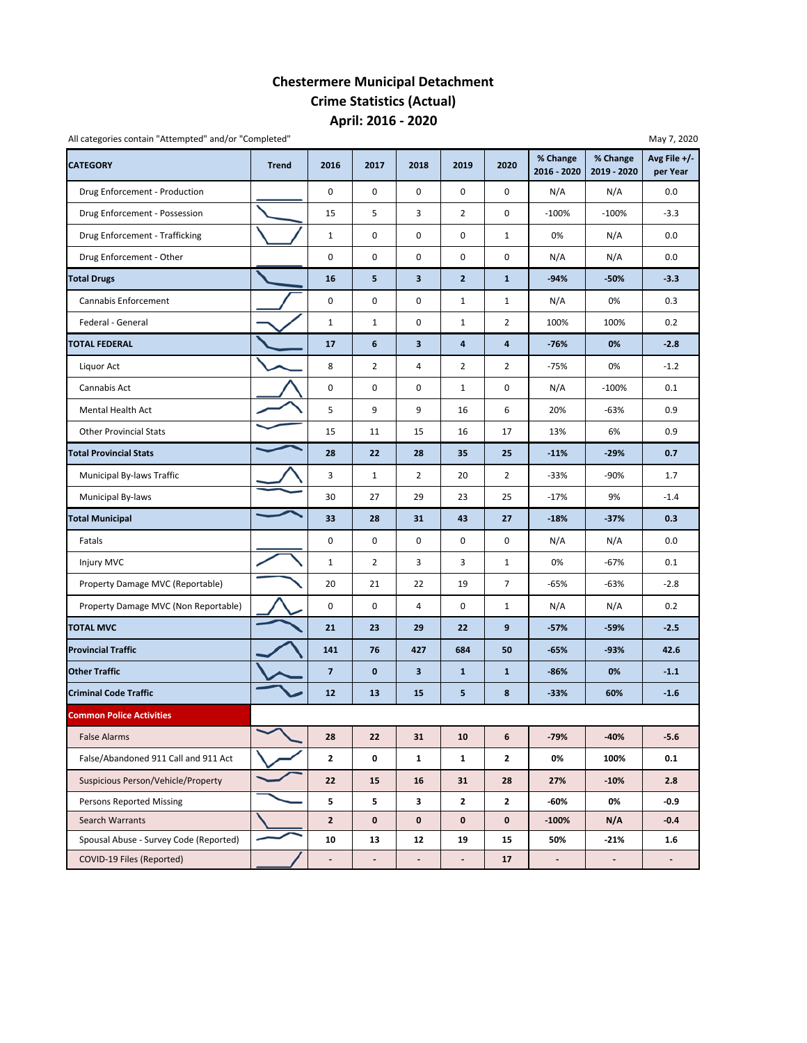# Chestermere Municipal Detachment
# Crime Statistics (Actual)
# April: 2016 - 2020

All categories contain "Attempted" and/or "Completed"

May 7, 2020

| CATEGORY | Trend | 2016 | 2017 | 2018 | 2019 | 2020 | % Change 2016 - 2020 | % Change 2019 - 2020 | Avg File +/- per Year |
|---|---|---|---|---|---|---|---|---|---|
| Drug Enforcement - Production | | 0 | 0 | 0 | 0 | 0 | N/A | N/A | 0.0 |
| Drug Enforcement - Possession | | 15 | 5 | 3 | 2 | 0 | -100% | -100% | -3.3 |
| Drug Enforcement - Trafficking | | 1 | 0 | 0 | 0 | 1 | 0% | N/A | 0.0 |
| Drug Enforcement - Other | | 0 | 0 | 0 | 0 | 0 | N/A | N/A | 0.0 |
| **Total Drugs** | | **16** | **5** | **3** | **2** | **1** | **-94%** | **-50%** | **-3.3** |
| Cannabis Enforcement | | 0 | 0 | 0 | 1 | 1 | N/A | 0% | 0.3 |
| Federal - General | | 1 | 1 | 0 | 1 | 2 | 100% | 100% | 0.2 |
| **TOTAL FEDERAL** | | **17** | **6** | **3** | **4** | **4** | **-76%** | **0%** | **-2.8** |
| Liquor Act | | 8 | 2 | 4 | 2 | 2 | -75% | 0% | -1.2 |
| Cannabis Act | | 0 | 0 | 0 | 1 | 0 | N/A | -100% | 0.1 |
| Mental Health Act | | 5 | 9 | 9 | 16 | 6 | 20% | -63% | 0.9 |
| Other Provincial Stats | | 15 | 11 | 15 | 16 | 17 | 13% | 6% | 0.9 |
| **Total Provincial Stats** | | **28** | **22** | **28** | **35** | **25** | **-11%** | **-29%** | **0.7** |
| Municipal By-laws Traffic | | 3 | 1 | 2 | 20 | 2 | -33% | -90% | 1.7 |
| Municipal By-laws | | 30 | 27 | 29 | 23 | 25 | -17% | 9% | -1.4 |
| **Total Municipal** | | **33** | **28** | **31** | **43** | **27** | **-18%** | **-37%** | **0.3** |
| Fatals | | 0 | 0 | 0 | 0 | 0 | N/A | N/A | 0.0 |
| Injury MVC | | 1 | 2 | 3 | 3 | 1 | 0% | -67% | 0.1 |
| Property Damage MVC (Reportable) | | 20 | 21 | 22 | 19 | 7 | -65% | -63% | -2.8 |
| Property Damage MVC (Non Reportable) | | 0 | 0 | 4 | 0 | 1 | N/A | N/A | 0.2 |
| **TOTAL MVC** | | **21** | **23** | **29** | **22** | **9** | **-57%** | **-59%** | **-2.5** |
| **Provincial Traffic** | | **141** | **76** | **427** | **684** | **50** | **-65%** | **-93%** | **42.6** |
| **Other Traffic** | | **7** | **0** | **3** | **1** | **1** | **-86%** | **0%** | **-1.1** |
| **Criminal Code Traffic** | | **12** | **13** | **15** | **5** | **8** | **-33%** | **60%** | **-1.6** |
| **Common Police Activities** | | | | | | | | | |
| False Alarms | | **28** | **22** | **31** | **10** | **6** | **-79%** | **-40%** | **-5.6** |
| False/Abandoned 911 Call and 911 Act | | **2** | **0** | **1** | **1** | **2** | **0%** | **100%** | **0.1** |
| Suspicious Person/Vehicle/Property | | **22** | **15** | **16** | **31** | **28** | **27%** | **-10%** | **2.8** |
| Persons Reported Missing | | **5** | **5** | **3** | **2** | **2** | **-60%** | **0%** | **-0.9** |
| Search Warrants | | **2** | **0** | **0** | **0** | **0** | **-100%** | **N/A** | **-0.4** |
| Spousal Abuse - Survey Code (Reported) | | **10** | **13** | **12** | **19** | **15** | **50%** | **-21%** | **1.6** |
| COVID-19 Files (Reported) | | **-** | **-** | **-** | **-** | **17** | **-** | **-** | **-** |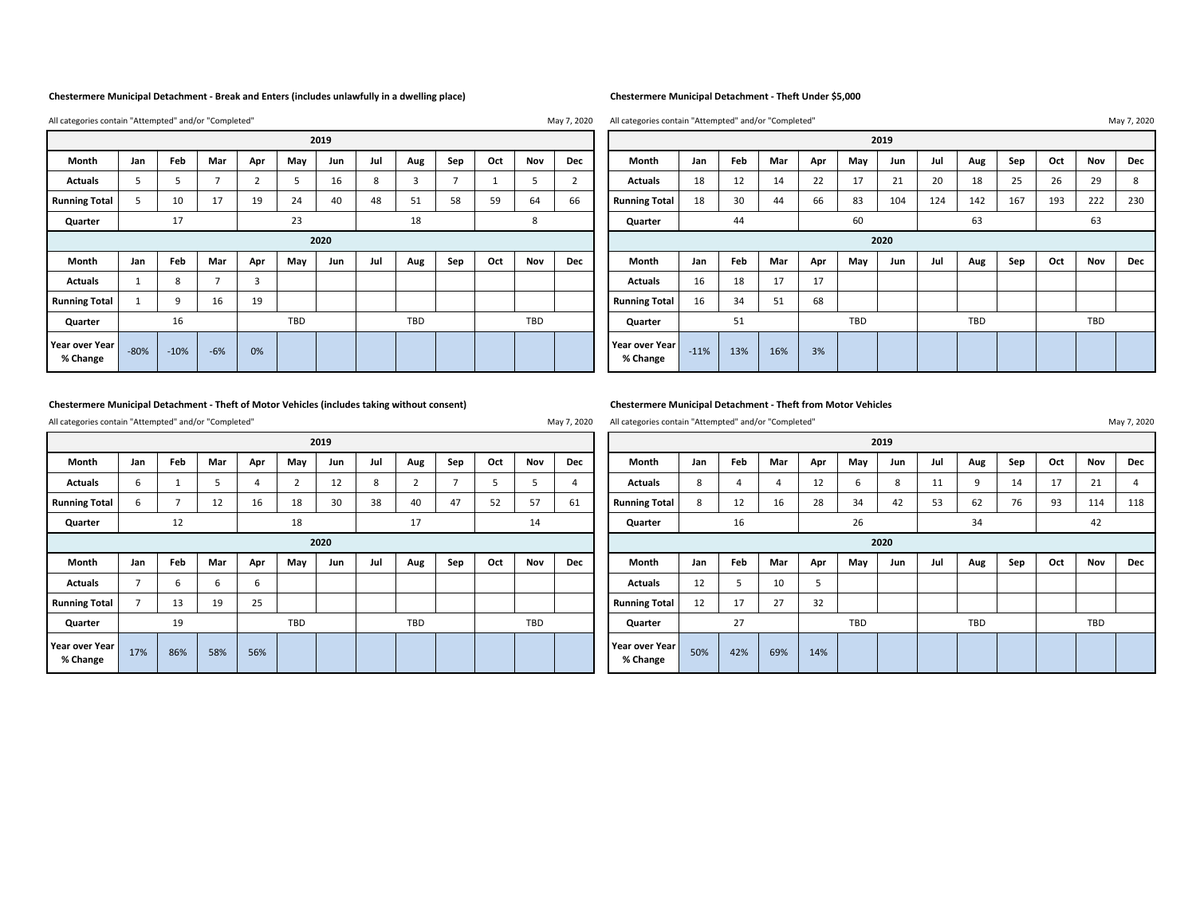### Chestermere Municipal Detachment - Break and Enters (includes unlawfully in a dwelling place)

All categories contain "Attempted" and/or "Completed"

May 7, 2020

| | | | | | | | | | | | | |
|---|---|---|---|---|---|---|---|---|---|---|---|---|
| **2019** | | | | | | | | | | | | |
| **Month** | **Jan** | **Feb** | **Mar** | **Apr** | **May** | **Jun** | **Jul** | **Aug** | **Sep** | **Oct** | **Nov** | **Dec** |
| **Actuals** | 5 | 5 | 7 | 2 | 5 | 16 | 8 | 3 | 7 | 1 | 5 | 2 |
| **Running Total** | 5 | 10 | 17 | 19 | 24 | 40 | 48 | 51 | 58 | 59 | 64 | 66 |
| **Quarter** | | 17 | | | 23 | | | 18 | | | 8 | |
| **2020** | | | | | | | | | | | | |
| **Month** | **Jan** | **Feb** | **Mar** | **Apr** | **May** | **Jun** | **Jul** | **Aug** | **Sep** | **Oct** | **Nov** | **Dec** |
| **Actuals** | 1 | 8 | 7 | 3 | | | | | | | | |
| **Running Total** | 1 | 9 | 16 | 19 | | | | | | | | |
| **Quarter** | | 16 | | | TBD | | | TBD | | | TBD | |
| **Year over Year % Change** | -80% | -10% | -6% | 0% | | | | | | | | |

### Chestermere Municipal Detachment - Theft Under $5,000

All categories contain "Attempted" and/or "Completed"

May 7, 2020

| | | | | | | | | | | | | |
|---|---|---|---|---|---|---|---|---|---|---|---|---|
| **2019** | | | | | | | | | | | | |
| **Month** | **Jan** | **Feb** | **Mar** | **Apr** | **May** | **Jun** | **Jul** | **Aug** | **Sep** | **Oct** | **Nov** | **Dec** |
| **Actuals** | 18 | 12 | 14 | 22 | 17 | 21 | 20 | 18 | 25 | 26 | 29 | 8 |
| **Running Total** | 18 | 30 | 44 | 66 | 83 | 104 | 124 | 142 | 167 | 193 | 222 | 230 |
| **Quarter** | | 44 | | | 60 | | | 63 | | | 63 | |
| **2020** | | | | | | | | | | | | |
| **Month** | **Jan** | **Feb** | **Mar** | **Apr** | **May** | **Jun** | **Jul** | **Aug** | **Sep** | **Oct** | **Nov** | **Dec** |
| **Actuals** | 16 | 18 | 17 | 17 | | | | | | | | |
| **Running Total** | 16 | 34 | 51 | 68 | | | | | | | | |
| **Quarter** | | 51 | | | TBD | | | TBD | | | TBD | |
| **Year over Year % Change** | -11% | 13% | 16% | 3% | | | | | | | | |

### Chestermere Municipal Detachment - Theft of Motor Vehicles (includes taking without consent)

All categories contain "Attempted" and/or "Completed"

May 7, 2020

| | | | | | | | | | | | | |
|---|---|---|---|---|---|---|---|---|---|---|---|---|
| **2019** | | | | | | | | | | | | |
| **Month** | **Jan** | **Feb** | **Mar** | **Apr** | **May** | **Jun** | **Jul** | **Aug** | **Sep** | **Oct** | **Nov** | **Dec** |
| **Actuals** | 6 | 1 | 5 | 4 | 2 | 12 | 8 | 2 | 7 | 5 | 5 | 4 |
| **Running Total** | 6 | 7 | 12 | 16 | 18 | 30 | 38 | 40 | 47 | 52 | 57 | 61 |
| **Quarter** | | 12 | | | 18 | | | 17 | | | 14 | |
| **2020** | | | | | | | | | | | | |
| **Month** | **Jan** | **Feb** | **Mar** | **Apr** | **May** | **Jun** | **Jul** | **Aug** | **Sep** | **Oct** | **Nov** | **Dec** |
| **Actuals** | 7 | 6 | 6 | 6 | | | | | | | | |
| **Running Total** | 7 | 13 | 19 | 25 | | | | | | | | |
| **Quarter** | | 19 | | | TBD | | | TBD | | | TBD | |
| **Year over Year % Change** | 17% | 86% | 58% | 56% | | | | | | | | |

### Chestermere Municipal Detachment - Theft from Motor Vehicles

All categories contain "Attempted" and/or "Completed"

May 7, 2020

| | | | | | | | | | | | | |
|---|---|---|---|---|---|---|---|---|---|---|---|---|
| **2019** | | | | | | | | | | | | |
| **Month** | **Jan** | **Feb** | **Mar** | **Apr** | **May** | **Jun** | **Jul** | **Aug** | **Sep** | **Oct** | **Nov** | **Dec** |
| **Actuals** | 8 | 4 | 4 | 12 | 6 | 8 | 11 | 9 | 14 | 17 | 21 | 4 |
| **Running Total** | 8 | 12 | 16 | 28 | 34 | 42 | 53 | 62 | 76 | 93 | 114 | 118 |
| **Quarter** | | 16 | | | 26 | | | 34 | | | 42 | |
| **2020** | | | | | | | | | | | | |
| **Month** | **Jan** | **Feb** | **Mar** | **Apr** | **May** | **Jun** | **Jul** | **Aug** | **Sep** | **Oct** | **Nov** | **Dec** |
| **Actuals** | 12 | 5 | 10 | 5 | | | | | | | | |
| **Running Total** | 12 | 17 | 27 | 32 | | | | | | | | |
| **Quarter** | | 27 | | | TBD | | | TBD | | | TBD | |
| **Year over Year % Change** | 50% | 42% | 69% | 14% | | | | | | | | |